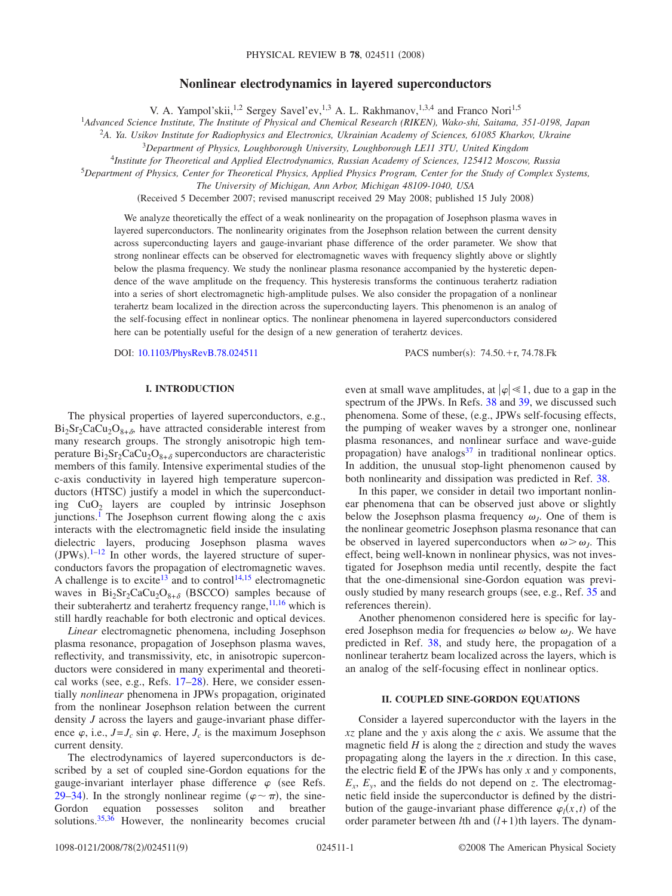# Nonlinear electrodynamics in layered superconductors

V. A. Yampol'skii,[1,2] Sergey Savel'ev,[1,3] A. L. Rakhmanov,[1,3,4] and Franco Nori[1,5]

[1]*Advanced Science Institute, The Institute of Physical and Chemical Research (RIKEN), Wako-shi, Saitama, 351-0198, Japan*
[2]*A. Ya. Usikov Institute for Radiophysics and Electronics, Ukrainian Academy of Sciences, 61085 Kharkov, Ukraine*
[3]*Department of Physics, Loughborough University, Loughborough LE11 3TU, United Kingdom*
[4]*Institute for Theoretical and Applied Electrodynamics, Russian Academy of Sciences, 125412 Moscow, Russia*
[5]*Department of Physics, Center for Theoretical Physics, Applied Physics Program, Center for the Study of Complex Systems, The University of Michigan, Ann Arbor, Michigan 48109-1040, USA*

(Received 5 December 2007; revised manuscript received 29 May 2008; published 15 July 2008)

We analyze theoretically the effect of a weak nonlinearity on the propagation of Josephson plasma waves in layered superconductors. The nonlinearity originates from the Josephson relation between the current density across superconducting layers and gauge-invariant phase difference of the order parameter. We show that strong nonlinear effects can be observed for electromagnetic waves with frequency slightly above or slightly below the plasma frequency. We study the nonlinear plasma resonance accompanied by the hysteretic dependence of the wave amplitude on the frequency. This hysteresis transforms the continuous terahertz radiation into a series of short electromagnetic high-amplitude pulses. We also consider the propagation of a nonlinear terahertz beam localized in the direction across the superconducting layers. This phenomenon is an analog of the self-focusing effect in nonlinear optics. The nonlinear phenomena in layered superconductors considered here can be potentially useful for the design of a new generation of terahertz devices.

DOI: 10.1103/PhysRevB.78.024511 PACS number(s): 74.50.+r, 74.78.Fk

## I. INTRODUCTION

The physical properties of layered superconductors, e.g., $Bi_2Sr_2CaCu_2O_{8+\delta}$, have attracted considerable interest from many research groups. The strongly anisotropic high temperature $Bi_2Sr_2CaCu_2O_{8+\delta}$ superconductors are characteristic members of this family. Intensive experimental studies of the c-axis conductivity in layered high temperature superconductors (HTSC) justify a model in which the superconducting $CuO_2$ layers are coupled by intrinsic Josephson junctions.[1] The Josephson current flowing along the c axis interacts with the electromagnetic field inside the insulating dielectric layers, producing Josephson plasma waves (JPWs).[1–12] In other words, the layered structure of superconductors favors the propagation of electromagnetic waves. A challenge is to excite[13] and to control[14,15] electromagnetic waves in $Bi_2Sr_2CaCu_2O_{8+\delta}$ (BSCCO) samples because of their subterahertz and terahertz frequency range,[11,16] which is still hardly reachable for both electronic and optical devices.

*Linear* electromagnetic phenomena, including Josephson plasma resonance, propagation of Josephson plasma waves, reflectivity, and transmissivity, etc, in anisotropic superconductors were considered in many experimental and theoretical works (see, e.g., Refs. 17–28). Here, we consider essentially *nonlinear* phenomena in JPWs propagation, originated from the nonlinear Josephson relation between the current density $J$ across the layers and gauge-invariant phase difference $\varphi$, i.e., $J=J_c \sin\varphi$. Here, $J_c$ is the maximum Josephson current density.

The electrodynamics of layered superconductors is described by a set of coupled sine-Gordon equations for the gauge-invariant interlayer phase difference $\varphi$ (see Refs. 29–34). In the strongly nonlinear regime ($\varphi \sim \pi$), the sine-Gordon equation possesses soliton and breather solutions.[35,36] However, the nonlinearity becomes crucial even at small wave amplitudes, at $|\varphi| \ll 1$, due to a gap in the spectrum of the JPWs. In Refs. 38 and 39, we discussed such phenomena. Some of these, (e.g., JPWs self-focusing effects, the pumping of weaker waves by a stronger one, nonlinear plasma resonances, and nonlinear surface and wave-guide propagation) have analogs[37] in traditional nonlinear optics. In addition, the unusual stop-light phenomenon caused by both nonlinearity and dissipation was predicted in Ref. 38.

In this paper, we consider in detail two important nonlinear phenomena that can be observed just above or slightly below the Josephson plasma frequency $\omega_J$. One of them is the nonlinear geometric Josephson plasma resonance that can be observed in layered superconductors when $\omega > \omega_J$. This effect, being well-known in nonlinear physics, was not investigated for Josephson media until recently, despite the fact that the one-dimensional sine-Gordon equation was previously studied by many research groups (see, e.g., Ref. 35 and references therein).

Another phenomenon considered here is specific for layered Josephson media for frequencies $\omega$ below $\omega_J$. We have predicted in Ref. 38, and study here, the propagation of a nonlinear terahertz beam localized across the layers, which is an analog of the self-focusing effect in nonlinear optics.

## II. COUPLED SINE-GORDON EQUATIONS

Consider a layered superconductor with the layers in the $xz$ plane and the $y$ axis along the $c$ axis. We assume that the magnetic field $H$ is along the $z$ direction and study the waves propagating along the layers in the $x$ direction. In this case, the electric field $\mathbf{E}$ of the JPWs has only $x$ and $y$ components, $E_x$, $E_y$, and the fields do not depend on $z$. The electromagnetic field inside the superconductor is defined by the distribution of the gauge-invariant phase difference $\varphi_l(x,t)$ of the order parameter between $l$th and $(l+1)$th layers. The dynam-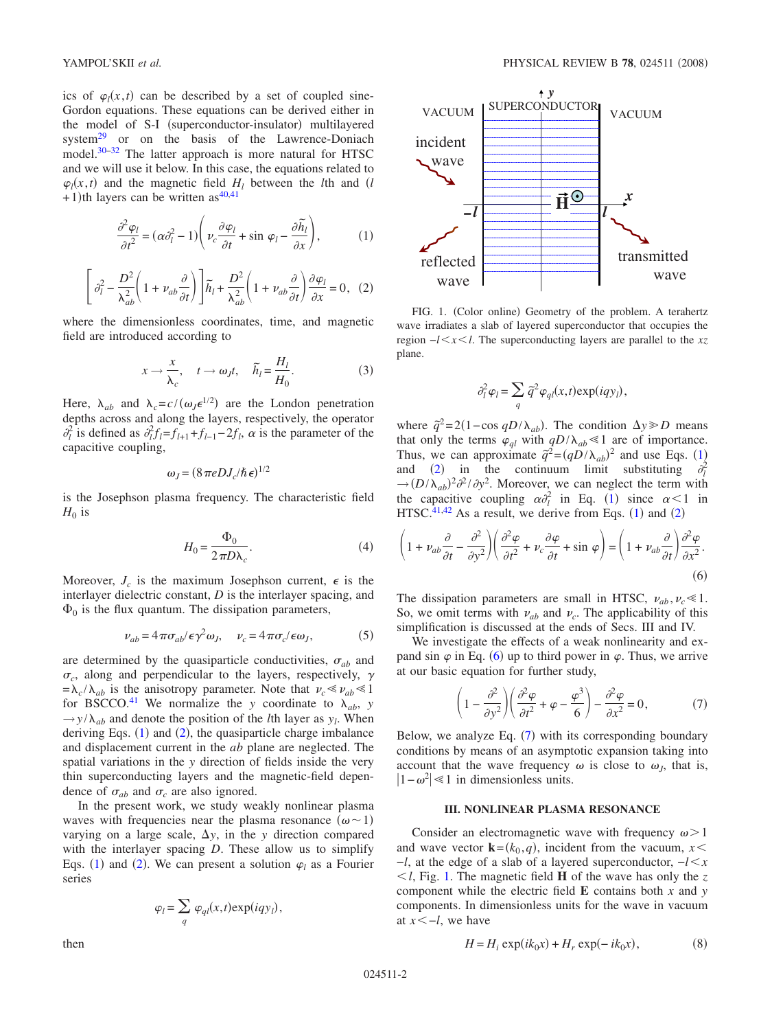ics of $\varphi_l(x,t)$ can be described by a set of coupled sine-Gordon equations. These equations can be derived either in the model of S-I (superconductor-insulator) multilayered system[29] or on the basis of the Lawrence-Doniach model.[30–32] The latter approach is more natural for HTSC and we will use it below. In this case, the equations related to $\varphi_l(x,t)$ and the magnetic field $H_l$ between the $l$th and $(l+1)$th layers can be written as[40,41]

$$\frac{\partial^2 \varphi_l}{\partial t^2} = (\alpha \partial_l^2 - 1)\left( \nu_c \frac{\partial \varphi_l}{\partial t} + \sin \varphi_l - \frac{\partial \tilde{h}_l}{\partial x} \right), \tag{1}$$

$$\left[ \partial_l^2 - \frac{D^2}{\lambda_{ab}^2}\left(1 + \nu_{ab}\frac{\partial}{\partial t}\right) \right]\tilde{h}_l + \frac{D^2}{\lambda_{ab}^2}\left(1 + \nu_{ab}\frac{\partial}{\partial t}\right)\frac{\partial \varphi_l}{\partial x} = 0, \tag{2}$$

where the dimensionless coordinates, time, and magnetic field are introduced according to

$$x \to \frac{x}{\lambda_c}, \quad t \to \omega_J t, \quad \tilde{h}_l = \frac{H_l}{H_0}. \tag{3}$$

Here, $\lambda_{ab}$ and $\lambda_c = c/(\omega_J \epsilon^{1/2})$ are the London penetration depths across and along the layers, respectively, the operator $\partial_l^2$ is defined as $\partial_l^2 f_l = f_{l+1} + f_{l-1} - 2f_l$, $\alpha$ is the parameter of the capacitive coupling,

$$\omega_J = (8\pi e D J_c/\hbar \epsilon)^{1/2}$$

is the Josephson plasma frequency. The characteristic field $H_0$ is

$$H_0 = \frac{\Phi_0}{2\pi D \lambda_c}. \tag{4}$$

Moreover, $J_c$ is the maximum Josephson current, $\epsilon$ is the interlayer dielectric constant, $D$ is the interlayer spacing, and $\Phi_0$ is the flux quantum. The dissipation parameters,

$$\nu_{ab} = 4\pi\sigma_{ab}/\epsilon\gamma^2\omega_J, \quad \nu_c = 4\pi\sigma_c/\epsilon\omega_J, \tag{5}$$

are determined by the quasiparticle conductivities, $\sigma_{ab}$ and $\sigma_c$, along and perpendicular to the layers, respectively, $\gamma = \lambda_c/\lambda_{ab}$ is the anisotropy parameter. Note that $\nu_c \ll \nu_{ab} \ll 1$ for BSCCO.[41] We normalize the $y$ coordinate to $\lambda_{ab}$, $y \to y/\lambda_{ab}$ and denote the position of the $l$th layer as $y_l$. When deriving Eqs. (1) and (2), the quasiparticle charge imbalance and displacement current in the $ab$ plane are neglected. The spatial variations in the $y$ direction of fields inside the very thin superconducting layers and the magnetic-field dependence of $\sigma_{ab}$ and $\sigma_c$ are also ignored.

In the present work, we study weakly nonlinear plasma waves with frequencies near the plasma resonance $(\omega \sim 1)$ varying on a large scale, $\Delta y$, in the $y$ direction compared with the interlayer spacing $D$. These allow us to simplify Eqs. (1) and (2). We can present a solution $\varphi_l$ as a Fourier series

$$\varphi_l = \sum_q \varphi_{ql}(x,t)\exp(iqy_l),$$

then

FIG. 1. (Color online) Geometry of the problem. A terahertz wave irradiates a slab of layered superconductor that occupies the region $-l < x < l$. The superconducting layers are parallel to the $xz$ plane.

$$\partial_l^2 \varphi_l = \sum_q \tilde{q}^2 \varphi_{ql}(x,t)\exp(iqy_l),$$

where $\tilde{q}^2 = 2(1 - \cos qD/\lambda_{ab})$. The condition $\Delta y \gg D$ means that only the terms $\varphi_{ql}$ with $qD/\lambda_{ab} \ll 1$ are of importance. Thus, we can approximate $\tilde{q}^2 = (qD/\lambda_{ab})^2$ and use Eqs. (1) and (2) in the continuum limit substituting $\partial_l^2 \to (D/\lambda_{ab})^2 \partial^2/\partial y^2$. Moreover, we can neglect the term with the capacitive coupling $\alpha\partial_l^2$ in Eq. (1) since $\alpha < 1$ in HTSC.[41,42] As a result, we derive from Eqs. (1) and (2)

$$\left(1 + \nu_{ab}\frac{\partial}{\partial t} - \frac{\partial^2}{\partial y^2}\right)\left(\frac{\partial^2 \varphi}{\partial t^2} + \nu_c \frac{\partial \varphi}{\partial t} + \sin \varphi\right) = \left(1 + \nu_{ab}\frac{\partial}{\partial t}\right)\frac{\partial^2 \varphi}{\partial x^2}. \tag{6}$$

The dissipation parameters are small in HTSC, $\nu_{ab}, \nu_c \ll 1$. So, we omit terms with $\nu_{ab}$ and $\nu_c$. The applicability of this simplification is discussed at the ends of Secs. III and IV.

We investigate the effects of a weak nonlinearity and expand sin $\varphi$ in Eq. (6) up to third power in $\varphi$. Thus, we arrive at our basic equation for further study,

$$\left(1 - \frac{\partial^2}{\partial y^2}\right)\left(\frac{\partial^2 \varphi}{\partial t^2} + \varphi - \frac{\varphi^3}{6}\right) - \frac{\partial^2 \varphi}{\partial x^2} = 0, \tag{7}$$

Below, we analyze Eq. (7) with its corresponding boundary conditions by means of an asymptotic expansion taking into account that the wave frequency $\omega$ is close to $\omega_J$, that is, $|1 - \omega^2| \ll 1$ in dimensionless units.

## III. NONLINEAR PLASMA RESONANCE

Consider an electromagnetic wave with frequency $\omega > 1$ and wave vector $\mathbf{k} = (k_0, q)$, incident from the vacuum, $x < -l$, at the edge of a slab of a layered superconductor, $-l < x < l$, Fig. 1. The magnetic field $\mathbf{H}$ of the wave has only the $z$ component while the electric field $\mathbf{E}$ contains both $x$ and $y$ components. In dimensionless units for the wave in vacuum at $x < -l$, we have

$$H = H_i \exp(ik_0 x) + H_r \exp(-ik_0 x), \tag{8}$$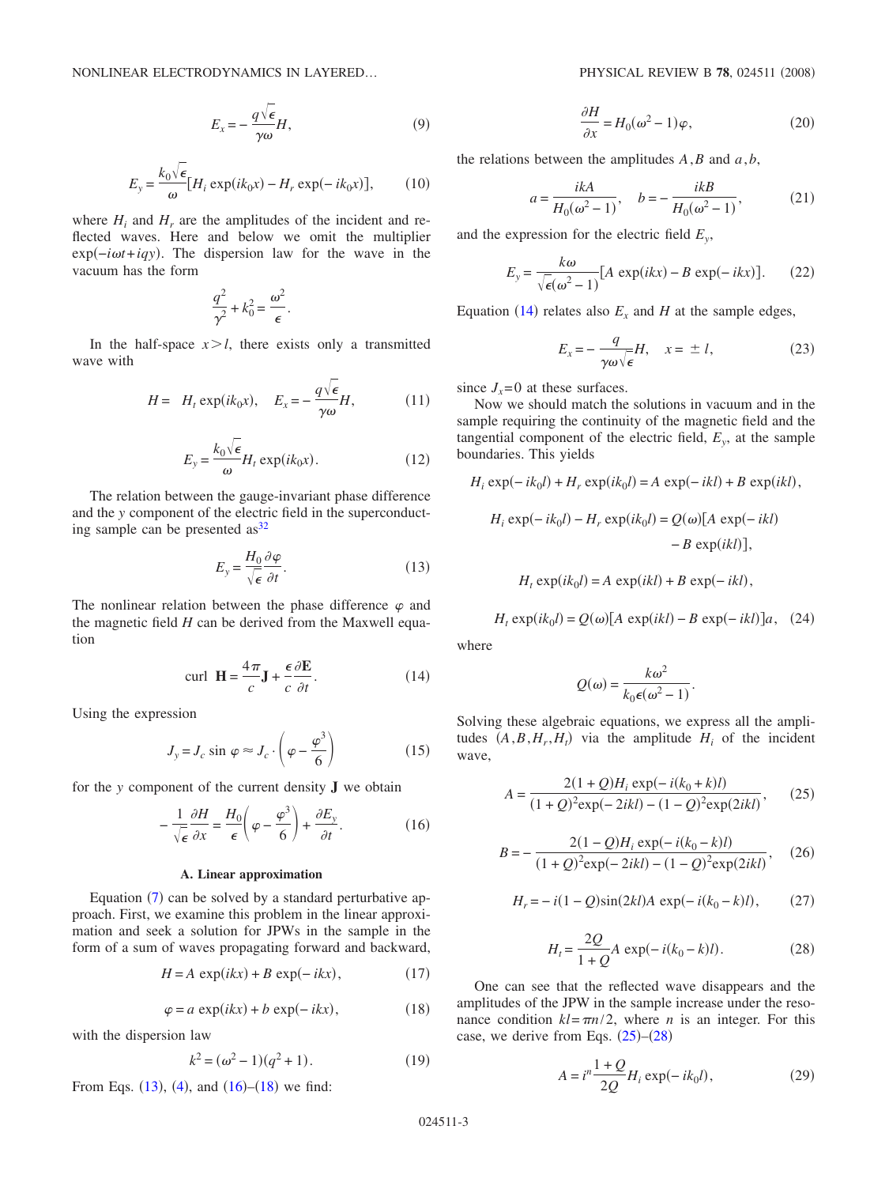$$E_x = -\frac{q\sqrt{\epsilon}}{\gamma\omega}H, \tag{9}$$

$$E_y = \frac{k_0\sqrt{\epsilon}}{\omega}[H_i \exp(ik_0 x) - H_r \exp(-ik_0 x)], \tag{10}$$

where $H_i$ and $H_r$ are the amplitudes of the incident and reflected waves. Here and below we omit the multiplier $\exp(-i\omega t + iqy)$. The dispersion law for the wave in the vacuum has the form

$$\frac{q^2}{\gamma^2} + k_0^2 = \frac{\omega^2}{\epsilon}.$$

In the half-space $x > l$, there exists only a transmitted wave with

$$H = H_t \exp(ik_0 x), \quad E_x = -\frac{q\sqrt{\epsilon}}{\gamma\omega}H, \tag{11}$$

$$E_y = \frac{k_0\sqrt{\epsilon}}{\omega}H_t \exp(ik_0 x). \tag{12}$$

The relation between the gauge-invariant phase difference and the $y$ component of the electric field in the superconducting sample can be presented as[32]

$$E_y = \frac{H_0}{\sqrt{\epsilon}}\frac{\partial \varphi}{\partial t}. \tag{13}$$

The nonlinear relation between the phase difference $\varphi$ and the magnetic field $H$ can be derived from the Maxwell equation

$$\text{curl } \mathbf{H} = \frac{4\pi}{c}\mathbf{J} + \frac{\epsilon}{c}\frac{\partial \mathbf{E}}{\partial t}. \tag{14}$$

Using the expression

$$J_y = J_c \sin\varphi \approx J_c \cdot \left(\varphi - \frac{\varphi^3}{6}\right) \tag{15}$$

for the $y$ component of the current density $\mathbf{J}$ we obtain

$$-\frac{1}{\sqrt{\epsilon}}\frac{\partial H}{\partial x} = \frac{H_0}{\epsilon}\left(\varphi - \frac{\varphi^3}{6}\right) + \frac{\partial E_y}{\partial t}. \tag{16}$$

### A. Linear approximation

Equation (7) can be solved by a standard perturbative approach. First, we examine this problem in the linear approximation and seek a solution for JPWs in the sample in the form of a sum of waves propagating forward and backward,

$$H = A \exp(ikx) + B \exp(-ikx), \tag{17}$$

$$\varphi = a \exp(ikx) + b \exp(-ikx), \tag{18}$$

with the dispersion law

$$k^2 = (\omega^2 - 1)(q^2 + 1). \tag{19}$$

From Eqs. (13), (4), and (16)–(18) we find:

$$\frac{\partial H}{\partial x} = H_0(\omega^2 - 1)\varphi, \tag{20}$$

the relations between the amplitudes $A, B$ and $a, b$,

$$a = \frac{ikA}{H_0(\omega^2 - 1)}, \quad b = -\frac{ikB}{H_0(\omega^2 - 1)}, \tag{21}$$

and the expression for the electric field $E_y$,

$$E_y = \frac{k\omega}{\sqrt{\epsilon}(\omega^2 - 1)}[A \exp(ikx) - B \exp(-ikx)]. \tag{22}$$

Equation (14) relates also $E_x$ and $H$ at the sample edges,

$$E_x = -\frac{q}{\gamma\omega\sqrt{\epsilon}}H, \quad x = \pm l, \tag{23}$$

since $J_x = 0$ at these surfaces.

Now we should match the solutions in vacuum and in the sample requiring the continuity of the magnetic field and the tangential component of the electric field, $E_y$, at the sample boundaries. This yields

$$H_i \exp(-ik_0 l) + H_r \exp(ik_0 l) = A \exp(-ikl) + B \exp(ikl),$$

$$H_i \exp(-ik_0 l) - H_r \exp(ik_0 l) = Q(\omega)[A \exp(-ikl) - B \exp(ikl)],$$

$$H_t \exp(ik_0 l) = A \exp(ikl) + B \exp(-ikl),$$

$$H_t \exp(ik_0 l) = Q(\omega)[A \exp(ikl) - B \exp(-ikl)]a, \tag{24}$$

where

$$Q(\omega) = \frac{k\omega^2}{k_0\epsilon(\omega^2 - 1)}.$$

Solving these algebraic equations, we express all the amplitudes $(A, B, H_r, H_t)$ via the amplitude $H_i$ of the incident wave,

$$A = \frac{2(1+Q)H_i \exp(-i(k_0 + k)l)}{(1+Q)^2 \exp(-2ikl) - (1-Q)^2 \exp(2ikl)}, \tag{25}$$

$$B = -\frac{2(1-Q)H_i \exp(-i(k_0 - k)l)}{(1+Q)^2 \exp(-2ikl) - (1-Q)^2 \exp(2ikl)}, \tag{26}$$

$$H_r = -i(1-Q)\sin(2kl)A \exp(-i(k_0 - k)l), \tag{27}$$

$$H_t = \frac{2Q}{1+Q}A \exp(-i(k_0 - k)l). \tag{28}$$

One can see that the reflected wave disappears and the amplitudes of the JPW in the sample increase under the resonance condition $kl = \pi n/2$, where $n$ is an integer. For this case, we derive from Eqs. (25)–(28)

$$A = i^n \frac{1+Q}{2Q}H_i \exp(-ik_0 l), \tag{29}$$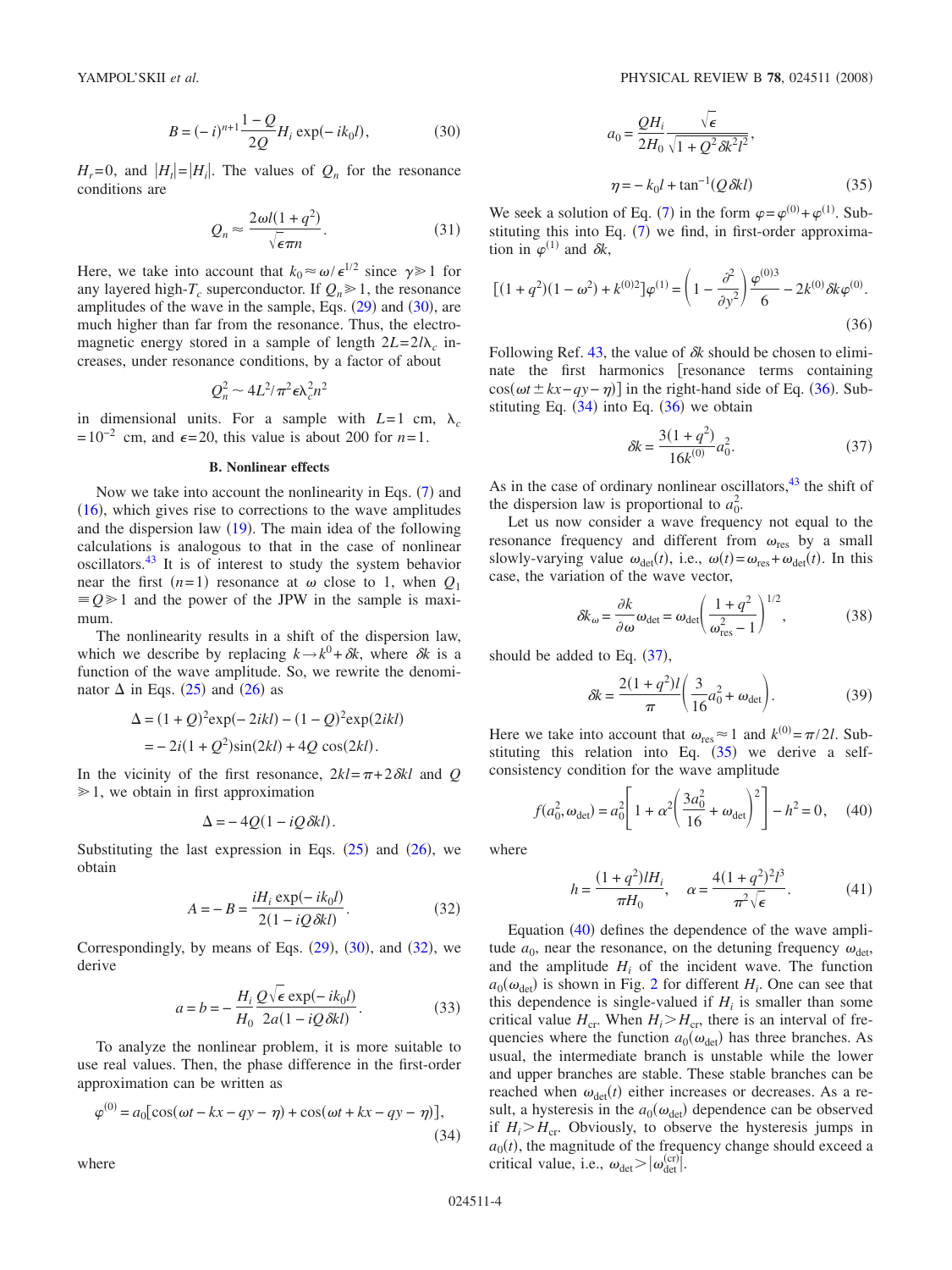$$B = (-i)^{n+1}\frac{1-Q}{2Q}H_i \exp(-ik_0 l), \tag{30}$$

$H_r = 0$, and $|H_t| = |H_i|$. The values of $Q_n$ for the resonance conditions are

$$Q_n \approx \frac{2\omega l(1+q^2)}{\sqrt{\epsilon}\pi n}. \tag{31}$$

Here, we take into account that $k_0 \approx \omega/\epsilon^{1/2}$ since $\gamma \gg 1$ for any layered high-$T_c$ superconductor. If $Q_n \gg 1$, the resonance amplitudes of the wave in the sample, Eqs. (29) and (30), are much higher than far from the resonance. Thus, the electromagnetic energy stored in a sample of length $2L = 2l\lambda_c$ increases, under resonance conditions, by a factor of about

$$Q_n^2 \sim 4L^2/\pi^2\epsilon\lambda_c^2 n^2$$

in dimensional units. For a sample with $L = 1$ cm, $\lambda_c = 10^{-2}$ cm, and $\epsilon = 20$, this value is about 200 for $n = 1$.

### B. Nonlinear effects

Now we take into account the nonlinearity in Eqs. (7) and (16), which gives rise to corrections to the wave amplitudes and the dispersion law (19). The main idea of the following calculations is analogous to that in the case of nonlinear oscillators.[43] It is of interest to study the system behavior near the first $(n=1)$ resonance at $\omega$ close to 1, when $Q_1 \equiv Q \gg 1$ and the power of the JPW in the sample is maximum.

The nonlinearity results in a shift of the dispersion law, which we describe by replacing $k \to k^0 + \delta k$, where $\delta k$ is a function of the wave amplitude. So, we rewrite the denominator $\Delta$ in Eqs. (25) and (26) as

$$\begin{aligned}\Delta &= (1+Q)^2\exp(-2ikl) - (1-Q)^2\exp(2ikl) \\ &= -2i(1+Q^2)\sin(2kl) + 4Q\cos(2kl).\end{aligned}$$

In the vicinity of the first resonance, $2kl = \pi + 2\delta kl$ and $Q \gg 1$, we obtain in first approximation

$$\Delta = -4Q(1 - iQ\delta kl).$$

Substituting the last expression in Eqs. (25) and (26), we obtain

$$A = -B = \frac{iH_i \exp(-ik_0 l)}{2(1 - iQ\delta kl)}. \tag{32}$$

Correspondingly, by means of Eqs. (29), (30), and (32), we derive

$$a = b = -\frac{H_i}{H_0}\frac{Q\sqrt{\epsilon}\exp(-ik_0 l)}{2a(1 - iQ\delta kl)}. \tag{33}$$

To analyze the nonlinear problem, it is more suitable to use real values. Then, the phase difference in the first-order approximation can be written as

$$\varphi^{(0)} = a_0[\cos(\omega t - kx - qy - \eta) + \cos(\omega t + kx - qy - \eta)], \tag{34}$$

where

$$a_0 = \frac{QH_i}{2H_0}\frac{\sqrt{\epsilon}}{\sqrt{1 + Q^2\delta k^2 l^2}},$$

$$\eta = -k_0 l + \tan^{-1}(Q\delta kl) \tag{35}$$

We seek a solution of Eq. (7) in the form $\varphi = \varphi^{(0)} + \varphi^{(1)}$. Substituting this into Eq. (7) we find, in first-order approximation in $\varphi^{(1)}$ and $\delta k$,

$$[(1+q^2)(1-\omega^2) + k^{(0)2}]\varphi^{(1)} = \left(1 - \frac{\partial^2}{\partial y^2}\right)\frac{\varphi^{(0)3}}{6} - 2k^{(0)}\delta k\varphi^{(0)}. \tag{36}$$

Following Ref. 43, the value of $\delta k$ should be chosen to eliminate the first harmonics [resonance terms containing $\cos(\omega t \pm kx - qy - \eta)$] in the right-hand side of Eq. (36). Substituting Eq. (34) into Eq. (36) we obtain

$$\delta k = \frac{3(1+q^2)}{16k^{(0)}}a_0^2. \tag{37}$$

As in the case of ordinary nonlinear oscillators,[43] the shift of the dispersion law is proportional to $a_0^2$.

Let us now consider a wave frequency not equal to the resonance frequency and different from $\omega_{\rm res}$ by a small slowly-varying value $\omega_{\rm det}(t)$, i.e., $\omega(t) = \omega_{\rm res} + \omega_{\rm det}(t)$. In this case, the variation of the wave vector,

$$\delta k_\omega = \frac{\partial k}{\partial \omega}\omega_{\rm det} = \omega_{\rm det}\left(\frac{1+q^2}{\omega_{\rm res}^2 - 1}\right)^{1/2}, \tag{38}$$

should be added to Eq. (37),

$$\delta k = \frac{2(1+q^2)l}{\pi}\left(\frac{3}{16}a_0^2 + \omega_{\rm det}\right). \tag{39}$$

Here we take into account that $\omega_{\rm res} \approx 1$ and $k^{(0)} = \pi/2l$. Substituting this relation into Eq. (35) we derive a self-consistency condition for the wave amplitude

$$f(a_0^2, \omega_{\rm det}) = a_0^2\left[1 + \alpha^2\left(\frac{3a_0^2}{16} + \omega_{\rm det}\right)^2\right] - h^2 = 0, \tag{40}$$

where

$$h = \frac{(1+q^2)lH_i}{\pi H_0}, \quad \alpha = \frac{4(1+q^2)^2 l^3}{\pi^2\sqrt{\epsilon}}. \tag{41}$$

Equation (40) defines the dependence of the wave amplitude $a_0$, near the resonance, on the detuning frequency $\omega_{\rm det}$, and the amplitude $H_i$ of the incident wave. The function $a_0(\omega_{\rm det})$ is shown in Fig. 2 for different $H_i$. One can see that this dependence is single-valued if $H_i$ is smaller than some critical value $H_{\rm cr}$. When $H_i > H_{\rm cr}$, there is an interval of frequencies where the function $a_0(\omega_{\rm det})$ has three branches. As usual, the intermediate branch is unstable while the lower and upper branches are stable. These stable branches can be reached when $\omega_{\rm det}(t)$ either increases or decreases. As a result, a hysteresis in the $a_0(\omega_{\rm det})$ dependence can be observed if $H_i > H_{\rm cr}$. Obviously, to observe the hysteresis jumps in $a_0(t)$, the magnitude of the frequency change should exceed a critical value, i.e., $\omega_{\rm det} > |\omega_{\rm det}^{(\rm cr)}|$.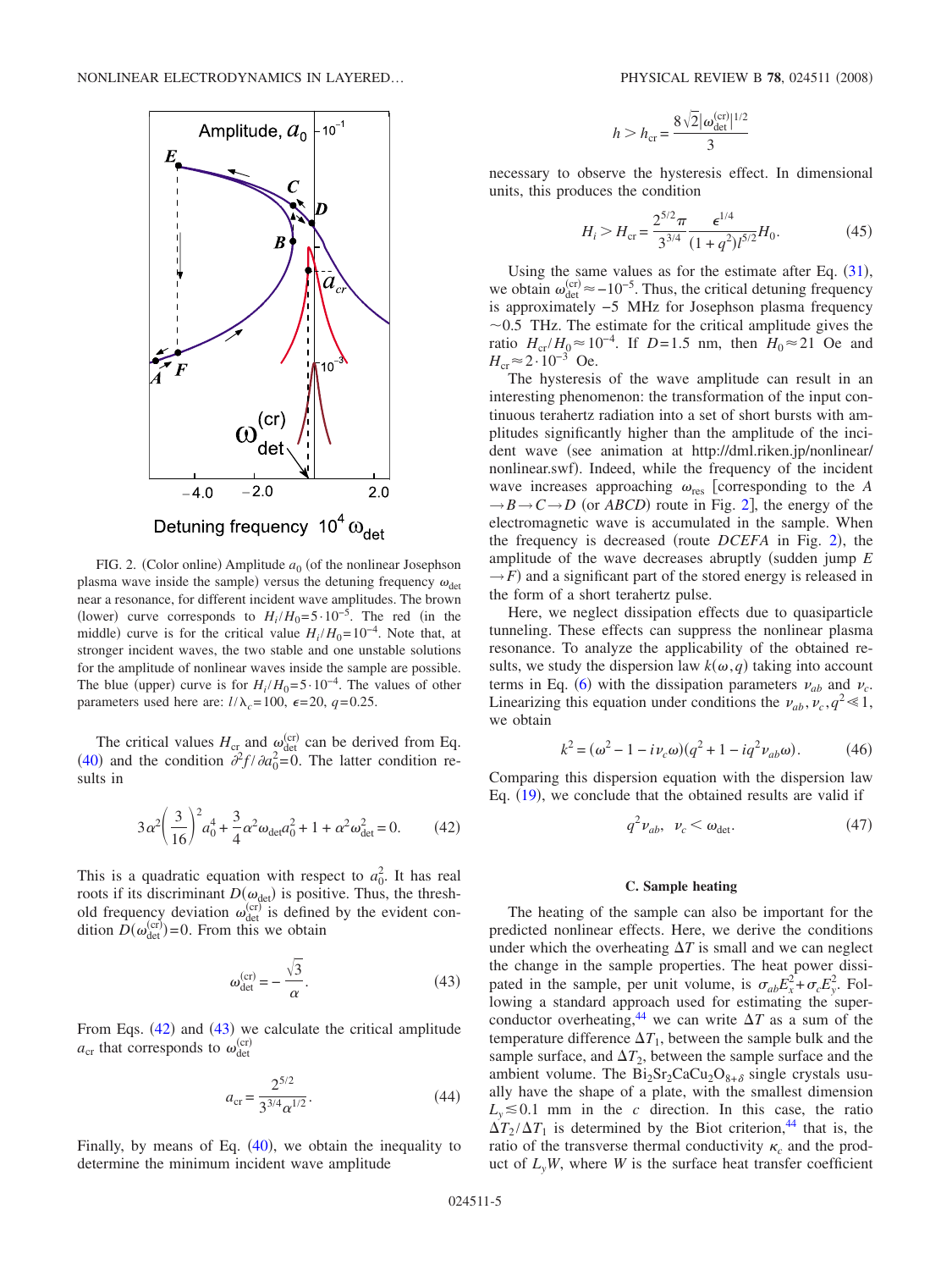FIG. 2. (Color online) Amplitude $a_0$ (of the nonlinear Josephson plasma wave inside the sample) versus the detuning frequency $\omega_{\rm det}$ near a resonance, for different incident wave amplitudes. The brown (lower) curve corresponds to $H_i/H_0 = 5 \cdot 10^{-5}$. The red (in the middle) curve is for the critical value $H_i/H_0 = 10^{-4}$. Note that, at stronger incident waves, the two stable and one unstable solutions for the amplitude of nonlinear waves inside the sample are possible. The blue (upper) curve is for $H_i/H_0 = 5 \cdot 10^{-4}$. The values of other parameters used here are: $l/\lambda_c = 100$, $\epsilon = 20$, $q = 0.25$.

The critical values $H_{\rm cr}$ and $\omega_{\rm det}^{\rm (cr)}$ can be derived from Eq. (40) and the condition $\partial^2 f/\partial a_0^2 = 0$. The latter condition results in

$$3\alpha^2\left(\frac{3}{16}\right)^2 a_0^4 + \frac{3}{4}\alpha^2\omega_{\rm det}a_0^2 + 1 + \alpha^2\omega_{\rm det}^2 = 0. \qquad (42)$$

This is a quadratic equation with respect to $a_0^2$. It has real roots if its discriminant $D(\omega_{\rm det})$ is positive. Thus, the threshold frequency deviation $\omega_{\rm det}^{\rm (cr)}$ is defined by the evident condition $D(\omega_{\rm det}^{\rm (cr)}) = 0$. From this we obtain

$$\omega_{\rm det}^{\rm (cr)} = -\frac{\sqrt{3}}{\alpha}. \qquad (43)$$

From Eqs. (42) and (43) we calculate the critical amplitude $a_{\rm cr}$ that corresponds to $\omega_{\rm det}^{\rm (cr)}$

$$a_{\rm cr} = \frac{2^{5/2}}{3^{3/4}\alpha^{1/2}}. \qquad (44)$$

Finally, by means of Eq. (40), we obtain the inequality to determine the minimum incident wave amplitude

$$h > h_{\rm cr} = \frac{8\sqrt{2}|\omega_{\rm det}^{\rm (cr)}|^{1/2}}{3}$$

necessary to observe the hysteresis effect. In dimensional units, this produces the condition

$$H_i > H_{\rm cr} = \frac{2^{5/2}\pi}{3^{3/4}}\frac{\epsilon^{1/4}}{(1+q^2)l^{5/2}}H_0. \qquad (45)$$

Using the same values as for the estimate after Eq. (31), we obtain $\omega_{\rm det}^{\rm (cr)} \approx -10^{-5}$. Thus, the critical detuning frequency is approximately $-5$ MHz for Josephson plasma frequency $\sim 0.5$ THz. The estimate for the critical amplitude gives the ratio $H_{\rm cr}/H_0 \approx 10^{-4}$. If $D = 1.5$ nm, then $H_0 \approx 21$ Oe and $H_{\rm cr} \approx 2 \cdot 10^{-3}$ Oe.

The hysteresis of the wave amplitude can result in an interesting phenomenon: the transformation of the input continuous terahertz radiation into a set of short bursts with amplitudes significantly higher than the amplitude of the incident wave (see animation at http://dml.riken.jp/nonlinear/nonlinear.swf). Indeed, while the frequency of the incident wave increases approaching $\omega_{\rm res}$ [corresponding to the $A \to B \to C \to D$ (or $ABCD$) route in Fig. 2], the energy of the electromagnetic wave is accumulated in the sample. When the frequency is decreased (route $DCEFA$ in Fig. 2), the amplitude of the wave decreases abruptly (sudden jump $E \to F$) and a significant part of the stored energy is released in the form of a short terahertz pulse.

Here, we neglect dissipation effects due to quasiparticle tunneling. These effects can suppress the nonlinear plasma resonance. To analyze the applicability of the obtained results, we study the dispersion law $k(\omega, q)$ taking into account terms in Eq. (6) with the dissipation parameters $\nu_{ab}$ and $\nu_c$. Linearizing this equation under conditions the $\nu_{ab}, \nu_c, q^2 \ll 1$, we obtain

$$k^2 = (\omega^2 - 1 - i\nu_c\omega)(q^2 + 1 - iq^2\nu_{ab}\omega). \qquad (46)$$

Comparing this dispersion equation with the dispersion law Eq. (19), we conclude that the obtained results are valid if

$$q^2\nu_{ab}, \;\; \nu_c < \omega_{\rm det}. \qquad (47)$$

### C. Sample heating

The heating of the sample can also be important for the predicted nonlinear effects. Here, we derive the conditions under which the overheating $\Delta T$ is small and we can neglect the change in the sample properties. The heat power dissipated in the sample, per unit volume, is $\sigma_{ab}E_x^2 + \sigma_c E_y^2$. Following a standard approach used for estimating the superconductor overheating,[44] we can write $\Delta T$ as a sum of the temperature difference $\Delta T_1$, between the sample bulk and the sample surface, and $\Delta T_2$, between the sample surface and the ambient volume. The $Bi_2Sr_2CaCu_2O_{8+\delta}$ single crystals usually have the shape of a plate, with the smallest dimension $L_y \lesssim 0.1$ mm in the $c$ direction. In this case, the ratio $\Delta T_2/\Delta T_1$ is determined by the Biot criterion,[44] that is, the ratio of the transverse thermal conductivity $\kappa_c$ and the product of $L_y W$, where $W$ is the surface heat transfer coefficient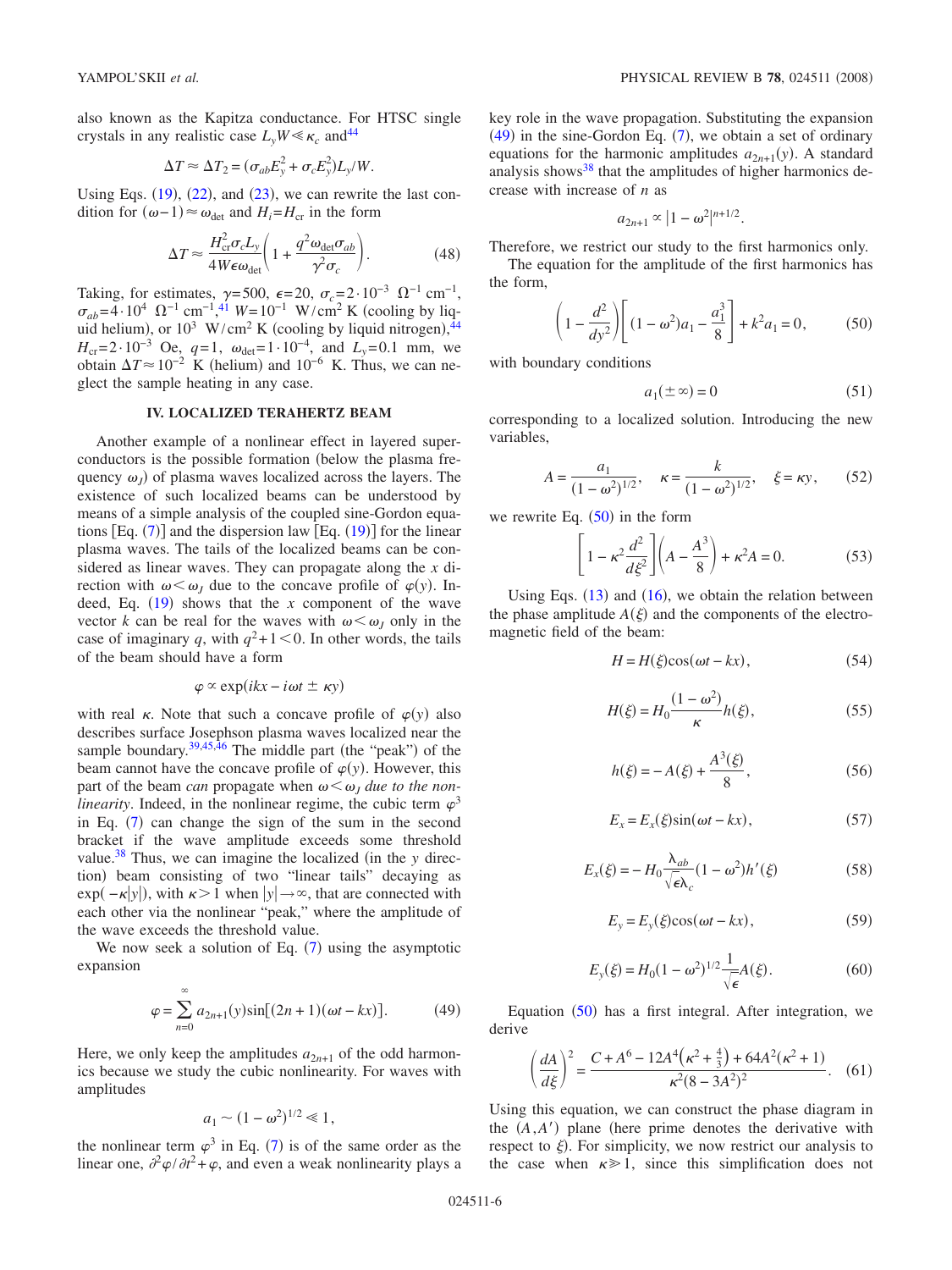also known as the Kapitza conductance. For HTSC single crystals in any realistic case $L_y W \ll \kappa_c$ and[44]

$$\Delta T \approx \Delta T_2 = (\sigma_{ab} E_y^2 + \sigma_c E_y^2) L_y / W.$$

Using Eqs. (19), (22), and (23), we can rewrite the last condition for $(\omega - 1) \approx \omega_{\text{det}}$ and $H_i = H_{\text{cr}}$ in the form

$$\Delta T \approx \frac{H_{\text{cr}}^2 \sigma_c L_y}{4 W \epsilon \omega_{\text{det}}} \left( 1 + \frac{q^2 \omega_{\text{det}} \sigma_{ab}}{\gamma^2 \sigma_c} \right). \tag{48}$$

Taking, for estimates, $\gamma = 500$, $\epsilon = 20$, $\sigma_c = 2 \cdot 10^{-3}\ \Omega^{-1}\ \text{cm}^{-1}$, $\sigma_{ab} = 4 \cdot 10^4\ \Omega^{-1}\ \text{cm}^{-1}$,[41] $W = 10^{-1}\ \text{W/cm}^2\ \text{K}$ (cooling by liquid helium), or $10^3\ \text{W/cm}^2\ \text{K}$ (cooling by liquid nitrogen),[44] $H_{\text{cr}} = 2 \cdot 10^{-3}$ Oe, $q = 1$, $\omega_{\text{det}} = 1 \cdot 10^{-4}$, and $L_y = 0.1$ mm, we obtain $\Delta T \approx 10^{-2}$ K (helium) and $10^{-6}$ K. Thus, we can neglect the sample heating in any case.

## IV. LOCALIZED TERAHERTZ BEAM

Another example of a nonlinear effect in layered superconductors is the possible formation (below the plasma frequency $\omega_J$) of plasma waves localized across the layers. The existence of such localized beams can be understood by means of a simple analysis of the coupled sine-Gordon equations [Eq. (7)] and the dispersion law [Eq. (19)] for the linear plasma waves. The tails of the localized beams can be considered as linear waves. They can propagate along the $x$ direction with $\omega < \omega_J$ due to the concave profile of $\varphi(y)$. Indeed, Eq. (19) shows that the $x$ component of the wave vector $k$ can be real for the waves with $\omega < \omega_J$ only in the case of imaginary $q$, with $q^2 + 1 < 0$. In other words, the tails of the beam should have a form

$$\varphi \propto \exp(ikx - i\omega t \pm \kappa y)$$

with real $\kappa$. Note that such a concave profile of $\varphi(y)$ also describes surface Josephson plasma waves localized near the sample boundary.[39,45,46] The middle part (the "peak") of the beam cannot have the concave profile of $\varphi(y)$. However, this part of the beam *can* propagate when $\omega < \omega_J$ *due to the nonlinearity*. Indeed, in the nonlinear regime, the cubic term $\varphi^3$ in Eq. (7) can change the sign of the sum in the second bracket if the wave amplitude exceeds some threshold value.[38] Thus, we can imagine the localized (in the $y$ direction) beam consisting of two "linear tails" decaying as $\exp(-\kappa|y|)$, with $\kappa > 1$ when $|y| \to \infty$, that are connected with each other via the nonlinear "peak," where the amplitude of the wave exceeds the threshold value.

We now seek a solution of Eq. (7) using the asymptotic expansion

$$\varphi = \sum_{n=0}^{\infty} a_{2n+1}(y) \sin[(2n+1)(\omega t - kx)]. \tag{49}$$

Here, we only keep the amplitudes $a_{2n+1}$ of the odd harmonics because we study the cubic nonlinearity. For waves with amplitudes

$$a_1 \sim (1 - \omega^2)^{1/2} \ll 1,$$

the nonlinear term $\varphi^3$ in Eq. (7) is of the same order as the linear one, $\partial^2 \varphi / \partial t^2 + \varphi$, and even a weak nonlinearity plays a key role in the wave propagation. Substituting the expansion (49) in the sine-Gordon Eq. (7), we obtain a set of ordinary equations for the harmonic amplitudes $a_{2n+1}(y)$. A standard analysis shows[38] that the amplitudes of higher harmonics decrease with increase of $n$ as

$$a_{2n+1} \propto |1 - \omega^2|^{n+1/2}.$$

Therefore, we restrict our study to the first harmonics only.

The equation for the amplitude of the first harmonics has the form,

$$\left( 1 - \frac{d^2}{dy^2} \right) \left[ (1 - \omega^2) a_1 - \frac{a_1^3}{8} \right] + k^2 a_1 = 0, \tag{50}$$

with boundary conditions

$$a_1(\pm \infty) = 0 \tag{51}$$

corresponding to a localized solution. Introducing the new variables,

$$A = \frac{a_1}{(1 - \omega^2)^{1/2}}, \quad \kappa = \frac{k}{(1 - \omega^2)^{1/2}}, \quad \xi = \kappa y, \tag{52}$$

we rewrite Eq. (50) in the form

$$\left[ 1 - \kappa^2 \frac{d^2}{d\xi^2} \right] \left( A - \frac{A^3}{8} \right) + \kappa^2 A = 0. \tag{53}$$

Using Eqs. (13) and (16), we obtain the relation between the phase amplitude $A(\xi)$ and the components of the electromagnetic field of the beam:

$$H = H(\xi) \cos(\omega t - kx), \tag{54}$$

$$H(\xi) = H_0 \frac{(1 - \omega^2)}{\kappa} h(\xi), \tag{55}$$

$$h(\xi) = -A(\xi) + \frac{A^3(\xi)}{8}, \tag{56}$$

$$E_x = E_x(\xi) \sin(\omega t - kx), \tag{57}$$

$$E_x(\xi) = -H_0 \frac{\lambda_{ab}}{\sqrt{\epsilon} \lambda_c} (1 - \omega^2) h'(\xi) \tag{58}$$

$$E_y = E_y(\xi) \cos(\omega t - kx), \tag{59}$$

$$E_y(\xi) = H_0 (1 - \omega^2)^{1/2} \frac{1}{\sqrt{\epsilon}} A(\xi). \tag{60}$$

Equation (50) has a first integral. After integration, we derive

$$\left( \frac{dA}{d\xi} \right)^2 = \frac{C + A^6 - 12A^4\left(\kappa^2 + \frac{4}{3}\right) + 64A^2(\kappa^2 + 1)}{\kappa^2 (8 - 3A^2)^2}. \tag{61}$$

Using this equation, we can construct the phase diagram in the $(A, A')$ plane (here prime denotes the derivative with respect to $\xi$). For simplicity, we now restrict our analysis to the case when $\kappa \gg 1$, since this simplification does not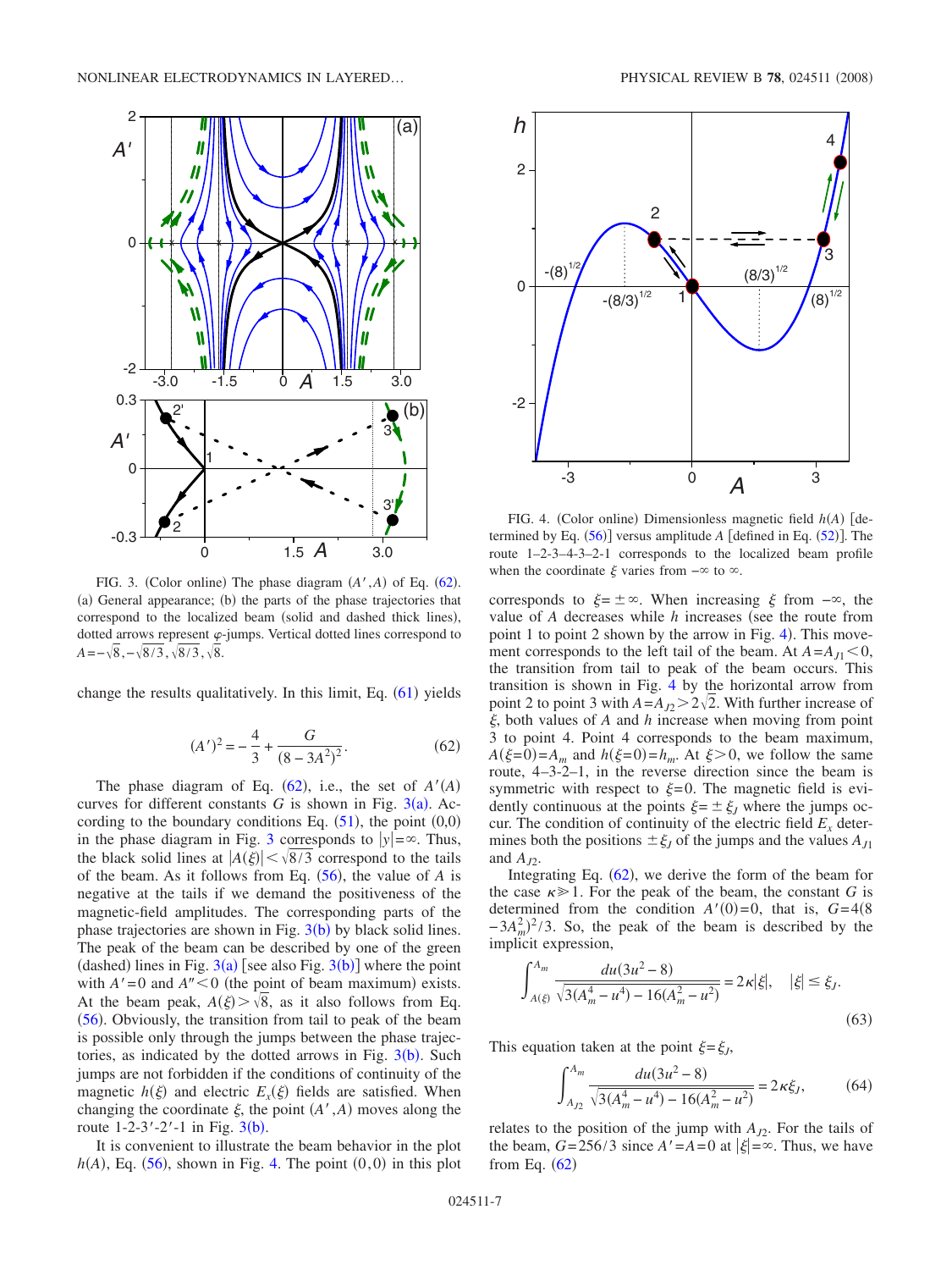FIG. 3. (Color online) The phase diagram $(A', A)$ of Eq. (62). (a) General appearance; (b) the parts of the phase trajectories that correspond to the localized beam (solid and dashed thick lines), dotted arrows represent $\varphi$-jumps. Vertical dotted lines correspond to $A = -\sqrt{8}, -\sqrt{8/3}, \sqrt{8/3}, \sqrt{8}$.

change the results qualitatively. In this limit, Eq. (61) yields

$$(A')^2 = -\frac{4}{3} + \frac{G}{(8 - 3A^2)^2}. \tag{62}$$

The phase diagram of Eq. (62), i.e., the set of $A'(A)$ curves for different constants $G$ is shown in Fig. 3(a). According to the boundary conditions Eq. (51), the point $(0,0)$ in the phase diagram in Fig. 3 corresponds to $|y| = \infty$. Thus, the black solid lines at $|A(\xi)| < \sqrt{8/3}$ correspond to the tails of the beam. As it follows from Eq. (56), the value of $A$ is negative at the tails if we demand the positiveness of the magnetic-field amplitudes. The corresponding parts of the phase trajectories are shown in Fig. 3(b) by black solid lines. The peak of the beam can be described by one of the green (dashed) lines in Fig. 3(a) [see also Fig. 3(b)] where the point with $A' = 0$ and $A'' < 0$ (the point of beam maximum) exists. At the beam peak, $A(\xi) > \sqrt{8}$, as it also follows from Eq. (56). Obviously, the transition from tail to peak of the beam is possible only through the jumps between the phase trajectories, as indicated by the dotted arrows in Fig. 3(b). Such jumps are not forbidden if the conditions of continuity of the magnetic $h(\xi)$ and electric $E_x(\xi)$ fields are satisfied. When changing the coordinate $\xi$, the point $(A', A)$ moves along the route 1-2-3′-2′-1 in Fig. 3(b).

It is convenient to illustrate the beam behavior in the plot $h(A)$, Eq. (56), shown in Fig. 4. The point $(0,0)$ in this plot

FIG. 4. (Color online) Dimensionless magnetic field $h(A)$ [determined by Eq. (56)] versus amplitude $A$ [defined in Eq. (52)]. The route 1–2–3–4–3–2–1 corresponds to the localized beam profile when the coordinate $\xi$ varies from $-\infty$ to $\infty$.

corresponds to $\xi = \pm\infty$. When increasing $\xi$ from $-\infty$, the value of $A$ decreases while $h$ increases (see the route from point 1 to point 2 shown by the arrow in Fig. 4). This movement corresponds to the left tail of the beam. At $A = A_{J1} < 0$, the transition from tail to peak of the beam occurs. This transition is shown in Fig. 4 by the horizontal arrow from point 2 to point 3 with $A = A_{J2} > 2\sqrt{2}$. With further increase of $\xi$, both values of $A$ and $h$ increase when moving from point 3 to point 4. Point 4 corresponds to the beam maximum, $A(\xi = 0) = A_m$ and $h(\xi = 0) = h_m$. At $\xi > 0$, we follow the same route, 4–3–2–1, in the reverse direction since the beam is symmetric with respect to $\xi = 0$. The magnetic field is evidently continuous at the points $\xi = \pm\xi_J$ where the jumps occur. The condition of continuity of the electric field $E_x$ determines both the positions $\pm\xi_J$ of the jumps and the values $A_{J1}$ and $A_{J2}$.

Integrating Eq. (62), we derive the form of the beam for the case $\kappa \gg 1$. For the peak of the beam, the constant $G$ is determined from the condition $A'(0) = 0$, that is, $G = 4(8 - 3A_m^2)^2/3$. So, the peak of the beam is described by the implicit expression,

$$\int_{A(\xi)}^{A_m} \frac{du(3u^2 - 8)}{\sqrt{3(A_m^4 - u^4) - 16(A_m^2 - u^2)}} = 2\kappa|\xi|, \quad |\xi| \leq \xi_J. \tag{63}$$

This equation taken at the point $\xi = \xi_J$,

$$\int_{A_{J2}}^{A_m} \frac{du(3u^2 - 8)}{\sqrt{3(A_m^4 - u^4) - 16(A_m^2 - u^2)}} = 2\kappa\xi_J, \tag{64}$$

relates to the position of the jump with $A_{J2}$. For the tails of the beam, $G = 256/3$ since $A' = A = 0$ at $|\xi| = \infty$. Thus, we have from Eq. (62)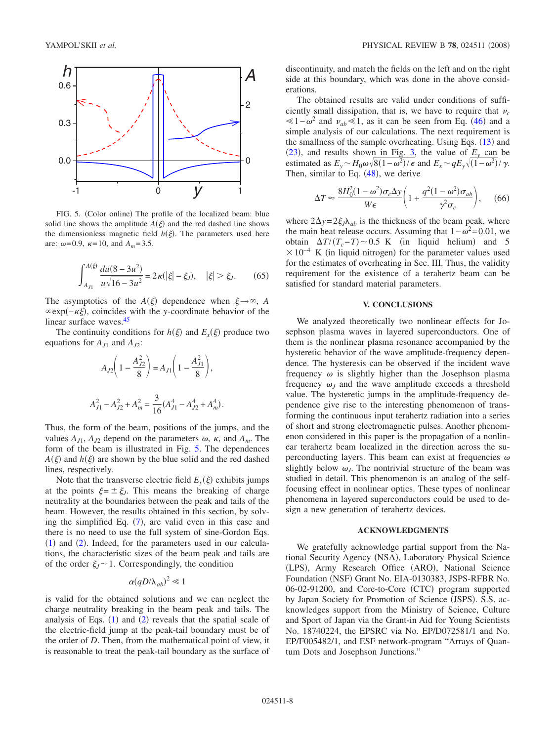FIG. 5. (Color online) The profile of the localized beam: blue solid line shows the amplitude $A(\xi)$ and the red dashed line shows the dimensionless magnetic field $h(\xi)$. The parameters used here are: $\omega=0.9$, $\kappa=10$, and $A_m=3.5$.

$$\int_{A_{J1}}^{A(\xi)} \frac{du(8-3u^2)}{u\sqrt{16-3u^2}} = 2\kappa(|\xi|-\xi_J), \quad |\xi|>\xi_J. \tag{65}$$

The asymptotics of the $A(\xi)$ dependence when $\xi\to\infty$, $A \propto \exp(-\kappa\xi)$, coincides with the $y$-coordinate behavior of the linear surface waves.[45]

The continuity conditions for $h(\xi)$ and $E_x(\xi)$ produce two equations for $A_{J1}$ and $A_{J2}$:

$$A_{J2}\left(1-\frac{A_{J2}^2}{8}\right) = A_{J1}\left(1-\frac{A_{J1}^2}{8}\right),$$

$$A_{J1}^2 - A_{J2}^2 + A_m^2 = \frac{3}{16}(A_{J1}^4 - A_{J2}^4 + A_m^4).$$

Thus, the form of the beam, positions of the jumps, and the values $A_{J1}$, $A_{J2}$ depend on the parameters $\omega$, $\kappa$, and $A_m$. The form of the beam is illustrated in Fig. 5. The dependences $A(\xi)$ and $h(\xi)$ are shown by the blue solid and the red dashed lines, respectively.

Note that the transverse electric field $E_y(\xi)$ exhibits jumps at the points $\xi=\pm\xi_J$. This means the breaking of charge neutrality at the boundaries between the peak and tails of the beam. However, the results obtained in this section, by solving the simplified Eq. (7), are valid even in this case and there is no need to use the full system of sine-Gordon Eqs. (1) and (2). Indeed, for the parameters used in our calculations, the characteristic sizes of the beam peak and tails are of the order $\xi_J \sim 1$. Correspondingly, the condition

$$\alpha(qD/\lambda_{ab})^2 \ll 1$$

is valid for the obtained solutions and we can neglect the charge neutrality breaking in the beam peak and tails. The analysis of Eqs. (1) and (2) reveals that the spatial scale of the electric-field jump at the peak-tail boundary must be of the order of $D$. Then, from the mathematical point of view, it is reasonable to treat the peak-tail boundary as the surface of discontinuity, and match the fields on the left and on the right side at this boundary, which was done in the above considerations.

The obtained results are valid under conditions of sufficiently small dissipation, that is, we have to require that $\nu_c \ll 1-\omega^2$ and $\nu_{ab}\ll 1$, as it can be seen from Eq. (46) and a simple analysis of our calculations. The next requirement is the smallness of the sample overheating. Using Eqs. (13) and (23), and results shown in Fig. 3, the value of $E_y$ can be estimated as $E_y \sim H_0\omega\sqrt{8(1-\omega^2)/\epsilon}$ and $E_x \sim qE_y\sqrt{(1-\omega^2)}/\gamma$. Then, similar to Eq. (48), we derive

$$\Delta T \approx \frac{8H_0^2(1-\omega^2)\sigma_c \Delta y}{W\epsilon}\left(1+\frac{q^2(1-\omega^2)\sigma_{ab}}{\gamma^2\sigma_c}\right), \tag{66}$$

where $2\Delta y = 2\xi_J\lambda_{ab}$ is the thickness of the beam peak, where the main heat release occurs. Assuming that $1-\omega^2=0.01$, we obtain $\Delta T/(T_c-T)\sim 0.5$ K (in liquid helium) and $5\times10^{-4}$ K (in liquid nitrogen) for the parameter values used for the estimates of overheating in Sec. III. Thus, the validity requirement for the existence of a terahertz beam can be satisfied for standard material parameters.

## V. CONCLUSIONS

We analyzed theoretically two nonlinear effects for Josephson plasma waves in layered superconductors. One of them is the nonlinear plasma resonance accompanied by the hysteretic behavior of the wave amplitude-frequency dependence. The hysteresis can be observed if the incident wave frequency $\omega$ is slightly higher than the Josephson plasma frequency $\omega_J$ and the wave amplitude exceeds a threshold value. The hysteretic jumps in the amplitude-frequency dependence give rise to the interesting phenomenon of transforming the continuous input terahertz radiation into a series of short and strong electromagnetic pulses. Another phenomenon considered in this paper is the propagation of a nonlinear terahertz beam localized in the direction across the superconducting layers. This beam can exist at frequencies $\omega$ slightly below $\omega_J$. The nontrivial structure of the beam was studied in detail. This phenomenon is an analog of the self-focusing effect in nonlinear optics. These types of nonlinear phenomena in layered superconductors could be used to design a new generation of terahertz devices.

## ACKNOWLEDGMENTS

We gratefully acknowledge partial support from the National Security Agency (NSA), Laboratory Physical Science (LPS), Army Research Office (ARO), National Science Foundation (NSF) Grant No. EIA-0130383, JSPS-RFBR No. 06-02-91200, and Core-to-Core (CTC) program supported by Japan Society for Promotion of Science (JSPS). S.S. acknowledges support from the Ministry of Science, Culture and Sport of Japan via the Grant-in Aid for Young Scientists No. 18740224, the EPSRC via No. EP/D072581/1 and No. EP/F005482/1, and ESF network-program "Arrays of Quantum Dots and Josephson Junctions."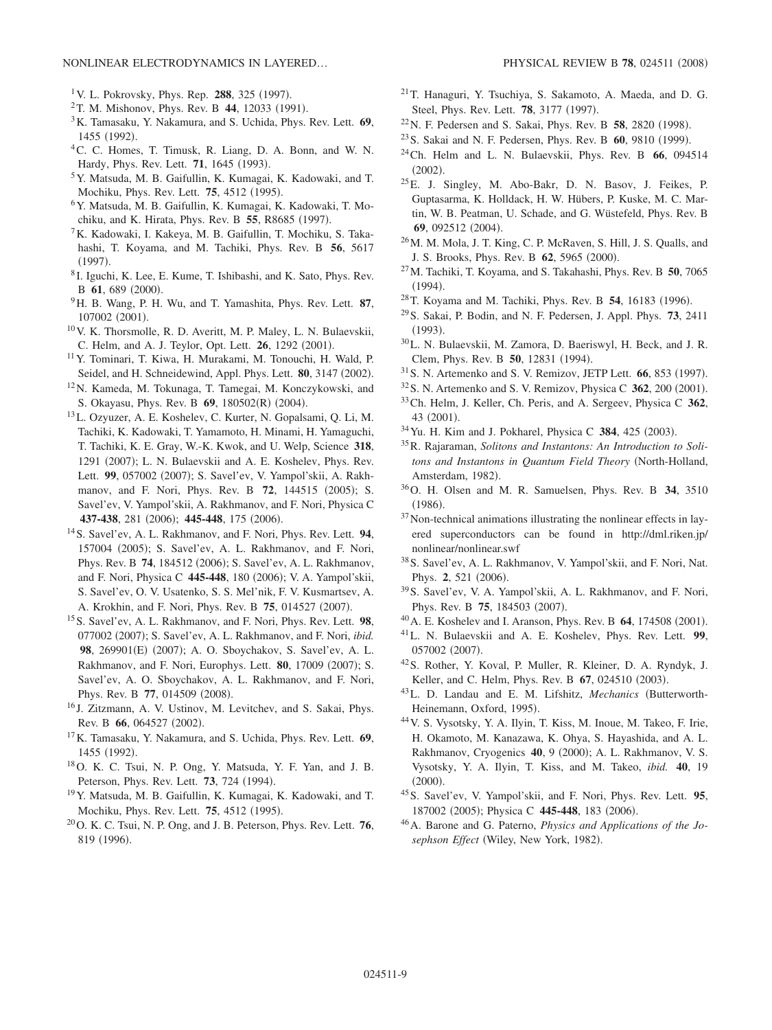[1] V. L. Pokrovsky, Phys. Rep. **288**, 325 (1997).

[2] T. M. Mishonov, Phys. Rev. B **44**, 12033 (1991).

[3] K. Tamasaku, Y. Nakamura, and S. Uchida, Phys. Rev. Lett. **69**, 1455 (1992).

[4] C. C. Homes, T. Timusk, R. Liang, D. A. Bonn, and W. N. Hardy, Phys. Rev. Lett. **71**, 1645 (1993).

[5] Y. Matsuda, M. B. Gaifullin, K. Kumagai, K. Kadowaki, and T. Mochiku, Phys. Rev. Lett. **75**, 4512 (1995).

[6] Y. Matsuda, M. B. Gaifullin, K. Kumagai, K. Kadowaki, T. Mochiku, and K. Hirata, Phys. Rev. B **55**, R8685 (1997).

[7] K. Kadowaki, I. Kakeya, M. B. Gaifullin, T. Mochiku, S. Takahashi, T. Koyama, and M. Tachiki, Phys. Rev. B **56**, 5617 (1997).

[8] I. Iguchi, K. Lee, E. Kume, T. Ishibashi, and K. Sato, Phys. Rev. B **61**, 689 (2000).

[9] H. B. Wang, P. H. Wu, and T. Yamashita, Phys. Rev. Lett. **87**, 107002 (2001).

[10] V. K. Thorsmolle, R. D. Averitt, M. P. Maley, L. N. Bulaevskii, C. Helm, and A. J. Taylor, Opt. Lett. **26**, 1292 (2001).

[11] Y. Tominari, T. Kiwa, H. Murakami, M. Tonouchi, H. Wald, P. Seidel, and H. Schneidewind, Appl. Phys. Lett. **80**, 3147 (2002).

[12] N. Kameda, M. Tokunaga, T. Tamegai, M. Konczykowski, and S. Okayasu, Phys. Rev. B **69**, 180502(R) (2004).

[13] L. Ozyuzer, A. E. Koshelev, C. Kurter, N. Gopalsami, Q. Li, M. Tachiki, K. Kadowaki, T. Yamamoto, H. Minami, H. Yamaguchi, T. Tachiki, K. E. Gray, W.-K. Kwok, and U. Welp, Science **318**, 1291 (2007); L. N. Bulaevskii and A. E. Koshelev, Phys. Rev. Lett. **99**, 057002 (2007); S. Savel'ev, V. Yampol'skii, A. Rakhmanov, and F. Nori, Phys. Rev. B **72**, 144515 (2005); S. Savel'ev, V. Yampol'skii, A. Rakhmanov, and F. Nori, Physica C **437-438**, 281 (2006); **445-448**, 175 (2006).

[14] S. Savel'ev, A. L. Rakhmanov, and F. Nori, Phys. Rev. Lett. **94**, 157004 (2005); S. Savel'ev, A. L. Rakhmanov, and F. Nori, Phys. Rev. B **74**, 184512 (2006); S. Savel'ev, A. L. Rakhmanov, and F. Nori, Physica C **445-448**, 180 (2006); V. A. Yampol'skii, S. Savel'ev, O. V. Usatenko, S. S. Mel'nik, F. V. Kusmartsev, A. A. Krokhin, and F. Nori, Phys. Rev. B **75**, 014527 (2007).

[15] S. Savel'ev, A. L. Rakhmanov, and F. Nori, Phys. Rev. Lett. **98**, 077002 (2007); S. Savel'ev, A. L. Rakhmanov, and F. Nori, *ibid.* **98**, 269901(E) (2007); A. O. Sboychakov, S. Savel'ev, A. L. Rakhmanov, and F. Nori, Europhys. Lett. **80**, 17009 (2007); S. Savel'ev, A. O. Sboychakov, A. L. Rakhmanov, and F. Nori, Phys. Rev. B **77**, 014509 (2008).

[16] J. Zitzmann, A. V. Ustinov, M. Levitchev, and S. Sakai, Phys. Rev. B **66**, 064527 (2002).

[17] K. Tamasaku, Y. Nakamura, and S. Uchida, Phys. Rev. Lett. **69**, 1455 (1992).

[18] O. K. C. Tsui, N. P. Ong, Y. Matsuda, Y. F. Yan, and J. B. Peterson, Phys. Rev. Lett. **73**, 724 (1994).

[19] Y. Matsuda, M. B. Gaifullin, K. Kumagai, K. Kadowaki, and T. Mochiku, Phys. Rev. Lett. **75**, 4512 (1995).

[20] O. K. C. Tsui, N. P. Ong, and J. B. Peterson, Phys. Rev. Lett. **76**, 819 (1996).

[21] T. Hanaguri, Y. Tsuchiya, S. Sakamoto, A. Maeda, and D. G. Steel, Phys. Rev. Lett. **78**, 3177 (1997).

[22] N. F. Pedersen and S. Sakai, Phys. Rev. B **58**, 2820 (1998).

[23] S. Sakai and N. F. Pedersen, Phys. Rev. B **60**, 9810 (1999).

[24] Ch. Helm and L. N. Bulaevskii, Phys. Rev. B **66**, 094514 (2002).

[25] E. J. Singley, M. Abo-Bakr, D. N. Basov, J. Feikes, P. Guptasarma, K. Holldack, H. W. Hübers, P. Kuske, M. C. Martin, W. B. Peatman, U. Schade, and G. Wüstefeld, Phys. Rev. B **69**, 092512 (2004).

[26] M. M. Mola, J. T. King, C. P. McRaven, S. Hill, J. S. Qualls, and J. S. Brooks, Phys. Rev. B **62**, 5965 (2000).

[27] M. Tachiki, T. Koyama, and S. Takahashi, Phys. Rev. B **50**, 7065 (1994).

[28] T. Koyama and M. Tachiki, Phys. Rev. B **54**, 16183 (1996).

[29] S. Sakai, P. Bodin, and N. F. Pedersen, J. Appl. Phys. **73**, 2411 (1993).

[30] L. N. Bulaevskii, M. Zamora, D. Baeriswyl, H. Beck, and J. R. Clem, Phys. Rev. B **50**, 12831 (1994).

[31] S. N. Artemenko and S. V. Remizov, JETP Lett. **66**, 853 (1997).

[32] S. N. Artemenko and S. V. Remizov, Physica C **362**, 200 (2001).

[33] Ch. Helm, J. Keller, Ch. Peris, and A. Sergeev, Physica C **362**, 43 (2001).

[34] Yu. H. Kim and J. Pokharel, Physica C **384**, 425 (2003).

[35] R. Rajaraman, *Solitons and Instantons: An Introduction to Solitons and Instantons in Quantum Field Theory* (North-Holland, Amsterdam, 1982).

[36] O. H. Olsen and M. R. Samuelsen, Phys. Rev. B **34**, 3510 (1986).

[37] Non-technical animations illustrating the nonlinear effects in layered superconductors can be found in http://dml.riken.jp/nonlinear/nonlinear.swf

[38] S. Savel'ev, A. L. Rakhmanov, V. Yampol'skii, and F. Nori, Nat. Phys. **2**, 521 (2006).

[39] S. Savel'ev, V. A. Yampol'skii, A. L. Rakhmanov, and F. Nori, Phys. Rev. B **75**, 184503 (2007).

[40] A. E. Koshelev and I. Aranson, Phys. Rev. B **64**, 174508 (2001).

[41] L. N. Bulaevskii and A. E. Koshelev, Phys. Rev. Lett. **99**, 057002 (2007).

[42] S. Rother, Y. Koval, P. Muller, R. Kleiner, D. A. Ryndyk, J. Keller, and C. Helm, Phys. Rev. B **67**, 024510 (2003).

[43] L. D. Landau and E. M. Lifshitz, *Mechanics* (Butterworth-Heinemann, Oxford, 1995).

[44] V. S. Vysotsky, Y. A. Ilyin, T. Kiss, M. Inoue, M. Takeo, F. Irie, H. Okamoto, M. Kanazawa, K. Ohya, S. Hayashida, and A. L. Rakhmanov, Cryogenics **40**, 9 (2000); A. L. Rakhmanov, V. S. Vysotsky, Y. A. Ilyin, T. Kiss, and M. Takeo, *ibid.* **40**, 19 (2000).

[45] S. Savel'ev, V. Yampol'skii, and F. Nori, Phys. Rev. Lett. **95**, 187002 (2005); Physica C **445-448**, 183 (2006).

[46] A. Barone and G. Paterno, *Physics and Applications of the Josephson Effect* (Wiley, New York, 1982).